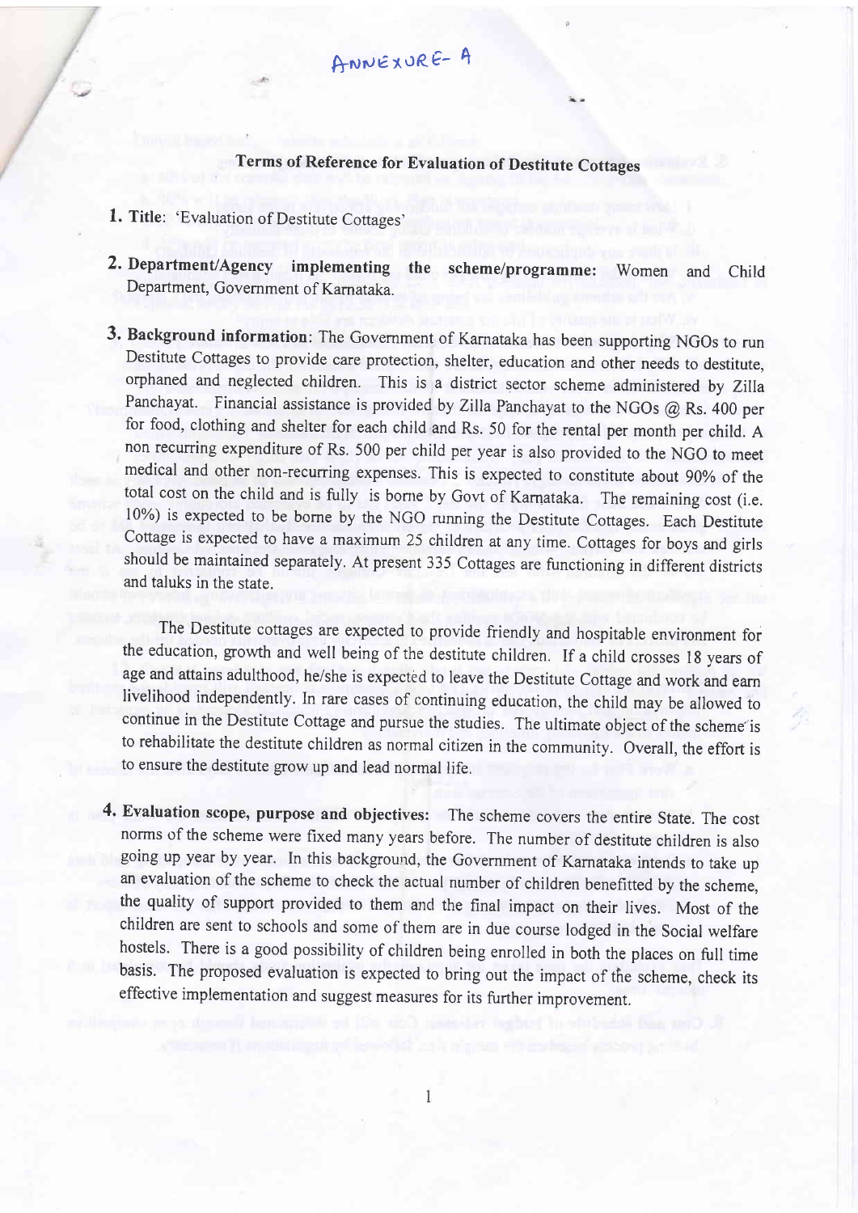ANNEXURE- A

## Terms of Reference for Evaluation of Destitute Cottages

1. **Title**: 'Evaluation of Destitute Cottages'

2. **Department/Agency implementing the scheme/programme:** Women and Child Department, Government of Karnataka.

3. **Background information**: The Government of Karnataka has been supporting NGOs to run Destitute Cottages to provide care protection, shelter, education and other needs to destitute, orphaned and neglected children. This is a district sector scheme administered by Zilla Panchayat. Financial assistance is provided by Zilla Panchayat to the NGOs @ Rs. 400 per for food, clothing and shelter for each child and Rs. 50 for the rental per month per child. A non recurring expenditure of Rs. 500 per child per year is also provided to the NGO to meet medical and other non-recurring expenses. This is expected to constitute about 90% of the total cost on the child and is fully is borne by Govt of Karnataka. The remaining cost (i.e. 10%) is expected to be borne by the NGO running the Destitute Cottages. Each Destitute Cottage is expected to have a maximum 25 children at any time. Cottages for boys and girls should be maintained separately. At present 335 Cottages are functioning in different districts and taluks in the state.

   The Destitute cottages are expected to provide friendly and hospitable environment for the education, growth and well being of the destitute children. If a child crosses 18 years of age and attains adulthood, he/she is expected to leave the Destitute Cottage and work and earn livelihood independently. In rare cases of continuing education, the child may be allowed to continue in the Destitute Cottage and pursue the studies. The ultimate object of the scheme is to rehabilitate the destitute children as normal citizen in the community. Overall, the effort is to ensure the destitute grow up and lead normal life.

4. **Evaluation scope, purpose and objectives:** The scheme covers the entire State. The cost norms of the scheme were fixed many years before. The number of destitute children is also going up year by year. In this background, the Government of Karnataka intends to take up an evaluation of the scheme to check the actual number of children benefitted by the scheme, the quality of support provided to them and the final impact on their lives. Most of the children are sent to schools and some of them are in due course lodged in the Social welfare hostels. There is a good possibility of children being enrolled in both the places on full time basis. The proposed evaluation is expected to bring out the impact of the scheme, check its effective implementation and suggest measures for its further improvement.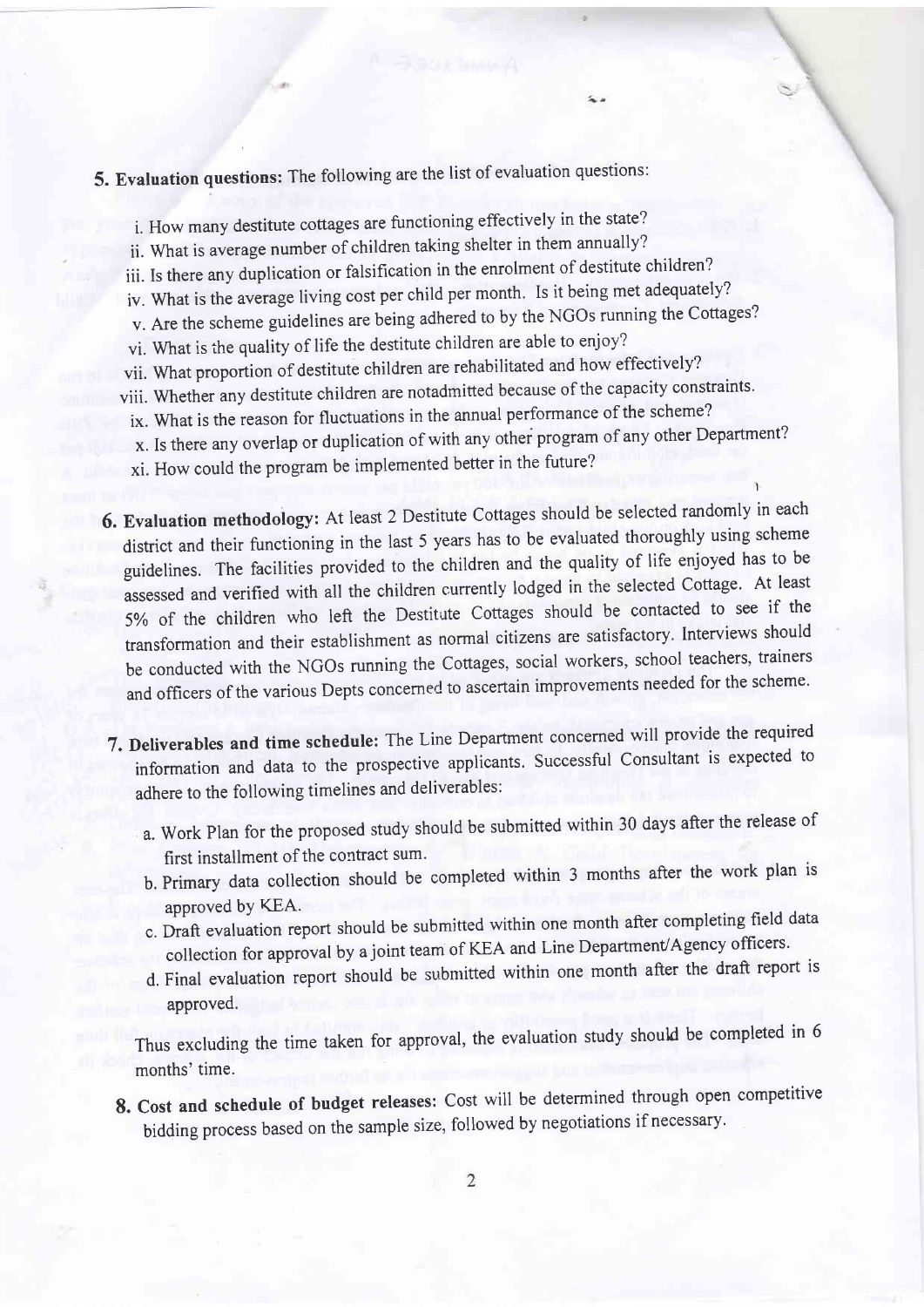**5. Evaluation questions:** The following are the list of evaluation questions:

i. How many destitute cottages are functioning effectively in the state?
ii. What is average number of children taking shelter in them annually?
iii. Is there any duplication or falsification in the enrolment of destitute children?
iv. What is the average living cost per child per month. Is it being met adequately?
v. Are the scheme guidelines are being adhered to by the NGOs running the Cottages?
vi. What is the quality of life the destitute children are able to enjoy?
vii. What proportion of destitute children are rehabilitated and how effectively?
viii. Whether any destitute children are notadmitted because of the capacity constraints.
ix. What is the reason for fluctuations in the annual performance of the scheme?
x. Is there any overlap or duplication of with any other program of any other Department?
xi. How could the program be implemented better in the future?

**6. Evaluation methodology:** At least 2 Destitute Cottages should be selected randomly in each district and their functioning in the last 5 years has to be evaluated thoroughly using scheme guidelines. The facilities provided to the children and the quality of life enjoyed has to be assessed and verified with all the children currently lodged in the selected Cottage. At least 5% of the children who left the Destitute Cottages should be contacted to see if the transformation and their establishment as normal citizens are satisfactory. Interviews should be conducted with the NGOs running the Cottages, social workers, school teachers, trainers and officers of the various Depts concerned to ascertain improvements needed for the scheme.

**7. Deliverables and time schedule:** The Line Department concerned will provide the required information and data to the prospective applicants. Successful Consultant is expected to adhere to the following timelines and deliverables:

a. Work Plan for the proposed study should be submitted within 30 days after the release of first installment of the contract sum.
b. Primary data collection should be completed within 3 months after the work plan is approved by KEA.
c. Draft evaluation report should be submitted within one month after completing field data collection for approval by a joint team of KEA and Line Department/Agency officers.
d. Final evaluation report should be submitted within one month after the draft report is approved.

Thus excluding the time taken for approval, the evaluation study should be completed in 6 months' time.

**8. Cost and schedule of budget releases:** Cost will be determined through open competitive bidding process based on the sample size, followed by negotiations if necessary.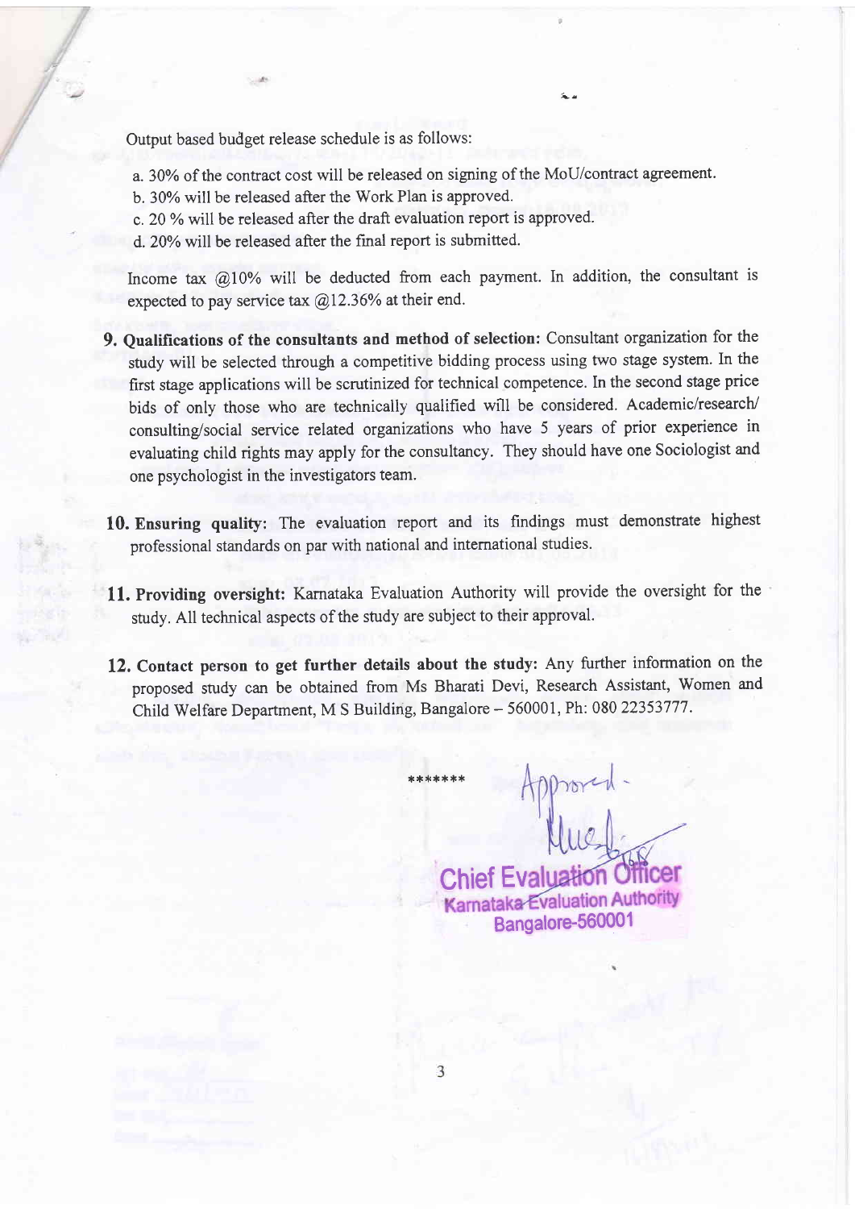Output based budget release schedule is as follows:

a. 30% of the contract cost will be released on signing of the MoU/contract agreement.

b. 30% will be released after the Work Plan is approved.

c. 20 % will be released after the draft evaluation report is approved.

d. 20% will be released after the final report is submitted.

Income tax @10% will be deducted from each payment. In addition, the consultant is expected to pay service tax @12.36% at their end.

9. **Qualifications of the consultants and method of selection:** Consultant organization for the study will be selected through a competitive bidding process using two stage system. In the first stage applications will be scrutinized for technical competence. In the second stage price bids of only those who are technically qualified will be considered. Academic/research/ consulting/social service related organizations who have 5 years of prior experience in evaluating child rights may apply for the consultancy. They should have one Sociologist and one psychologist in the investigators team.

10. **Ensuring quality**: The evaluation report and its findings must demonstrate highest professional standards on par with national and international studies.

11. **Providing oversight:** Karnataka Evaluation Authority will provide the oversight for the study. All technical aspects of the study are subject to their approval.

12. **Contact person to get further details about the study:** Any further information on the proposed study can be obtained from Ms Bharati Devi, Research Assistant, Women and Child Welfare Department, M S Building, Bangalore – 560001, Ph: 080 22353777.

*******

Approved.

Chief Evaluation Officer
Karnataka Evaluation Authority
Bangalore-560001